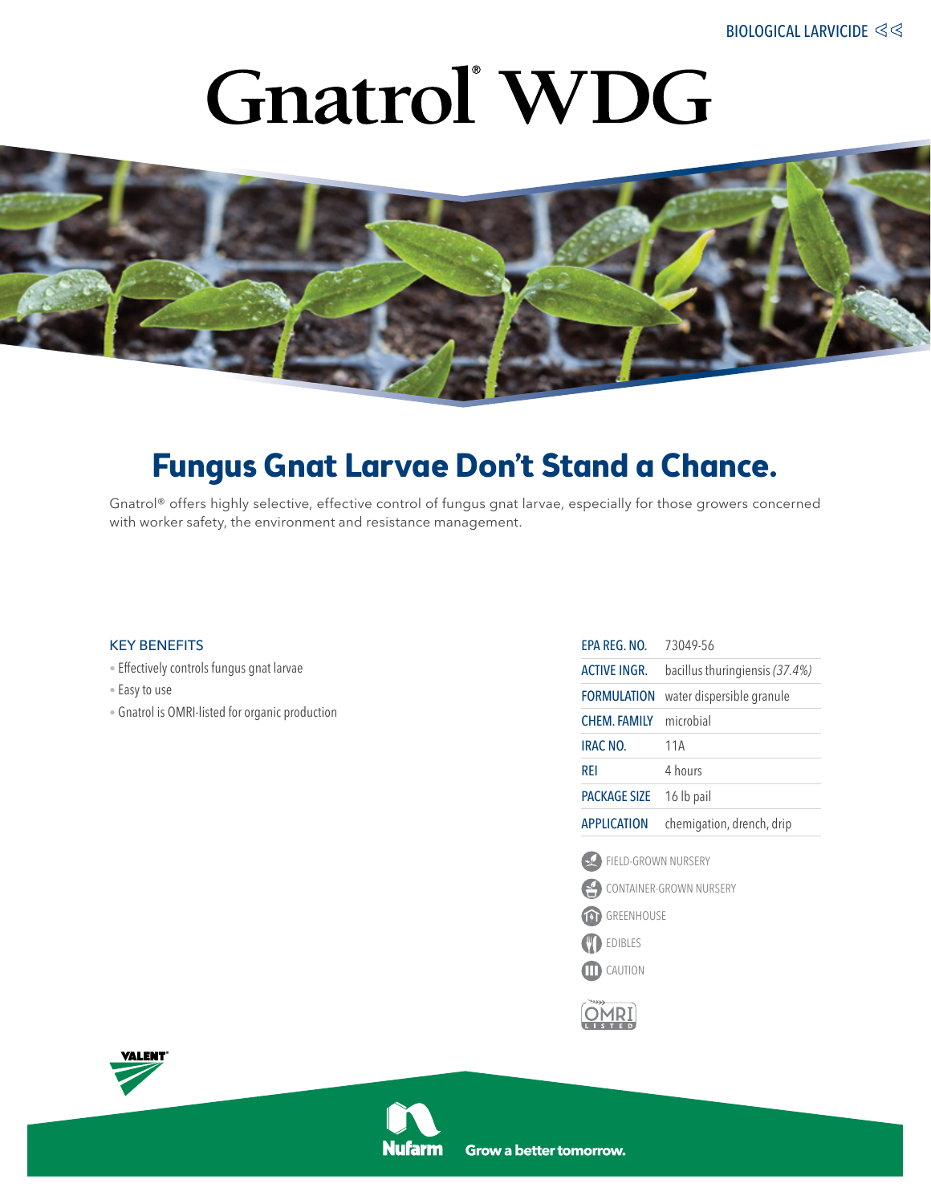BIOLOGICAL LARVICIDE

# Gnatrol® WDG

## Fungus Gnat Larvae Don't Stand a Chance.

Gnatrol® offers highly selective, effective control of fungus gnat larvae, especially for those growers concerned with worker safety, the environment and resistance management.

### KEY BENEFITS

- Effectively controls fungus gnat larvae
- Easy to use
- Gnatrol is OMRI-listed for organic production

| | |
|---|---|
| EPA REG. NO. | 73049-56 |
| ACTIVE INGR. | bacillus thuringiensis *(37.4%)* |
| FORMULATION | water dispersible granule |
| CHEM. FAMILY | microbial |
| IRAC NO. | 11A |
| REI | 4 hours |
| PACKAGE SIZE | 16 lb pail |
| APPLICATION | chemigation, drench, drip |

- FIELD-GROWN NURSERY
- CONTAINER-GROWN NURSERY
- GREENHOUSE
- EDIBLES
- CAUTION

OMRI LISTED

VALENT

Nufarm Grow a better tomorrow.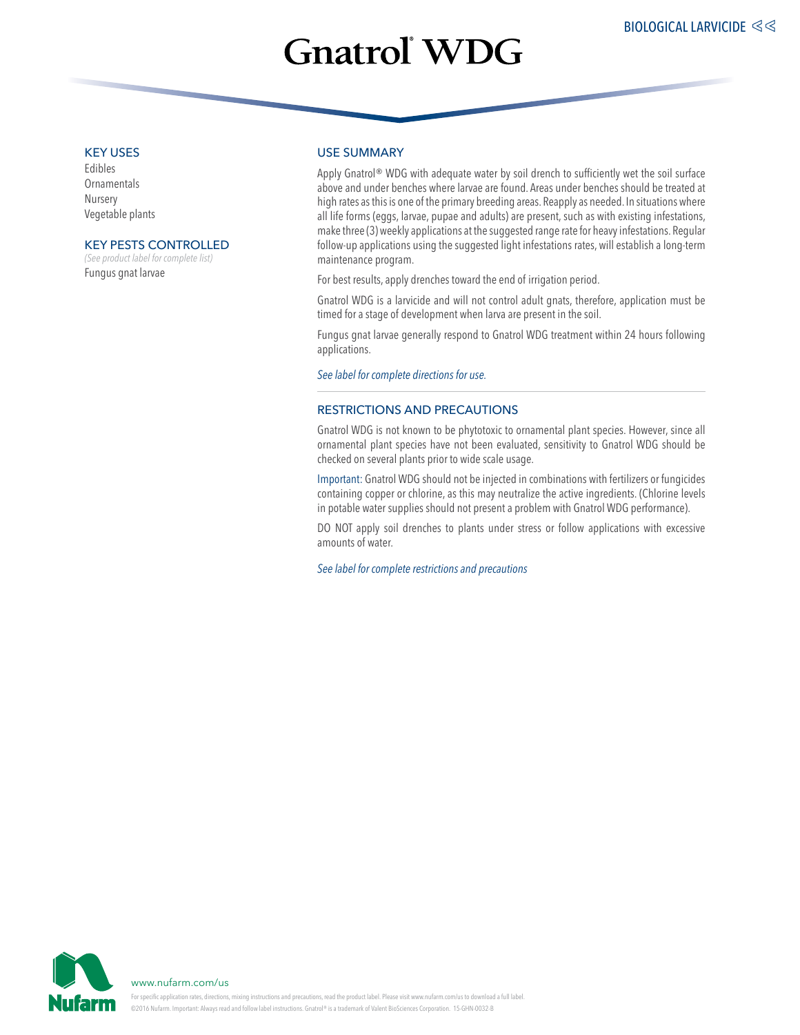BIOLOGICAL LARVICIDE

# Gnatrol® WDG

## KEY USES

Edibles
Ornamentals
Nursery
Vegetable plants

## KEY PESTS CONTROLLED

*(See product label for complete list)*

Fungus gnat larvae

## USE SUMMARY

Apply Gnatrol® WDG with adequate water by soil drench to sufficiently wet the soil surface above and under benches where larvae are found. Areas under benches should be treated at high rates as this is one of the primary breeding areas. Reapply as needed. In situations where all life forms (eggs, larvae, pupae and adults) are present, such as with existing infestations, make three (3) weekly applications at the suggested range rate for heavy infestations. Regular follow-up applications using the suggested light infestations rates, will establish a long-term maintenance program.

For best results, apply drenches toward the end of irrigation period.

Gnatrol WDG is a larvicide and will not control adult gnats, therefore, application must be timed for a stage of development when larva are present in the soil.

Fungus gnat larvae generally respond to Gnatrol WDG treatment within 24 hours following applications.

*See label for complete directions for use.*

## RESTRICTIONS AND PRECAUTIONS

Gnatrol WDG is not known to be phytotoxic to ornamental plant species. However, since all ornamental plant species have not been evaluated, sensitivity to Gnatrol WDG should be checked on several plants prior to wide scale usage.

Important: Gnatrol WDG should not be injected in combinations with fertilizers or fungicides containing copper or chlorine, as this may neutralize the active ingredients. (Chlorine levels in potable water supplies should not present a problem with Gnatrol WDG performance).

DO NOT apply soil drenches to plants under stress or follow applications with excessive amounts of water.

*See label for complete restrictions and precautions*

Nufarm

www.nufarm.com/us

For specific application rates, directions, mixing instructions and precautions, read the product label. Please visit www.nufarm.com/us to download a full label.
©2016 Nufarm. Important: Always read and follow label instructions. Gnatrol® is a trademark of Valent BioSciences Corporation. 15-GHN-0032-B